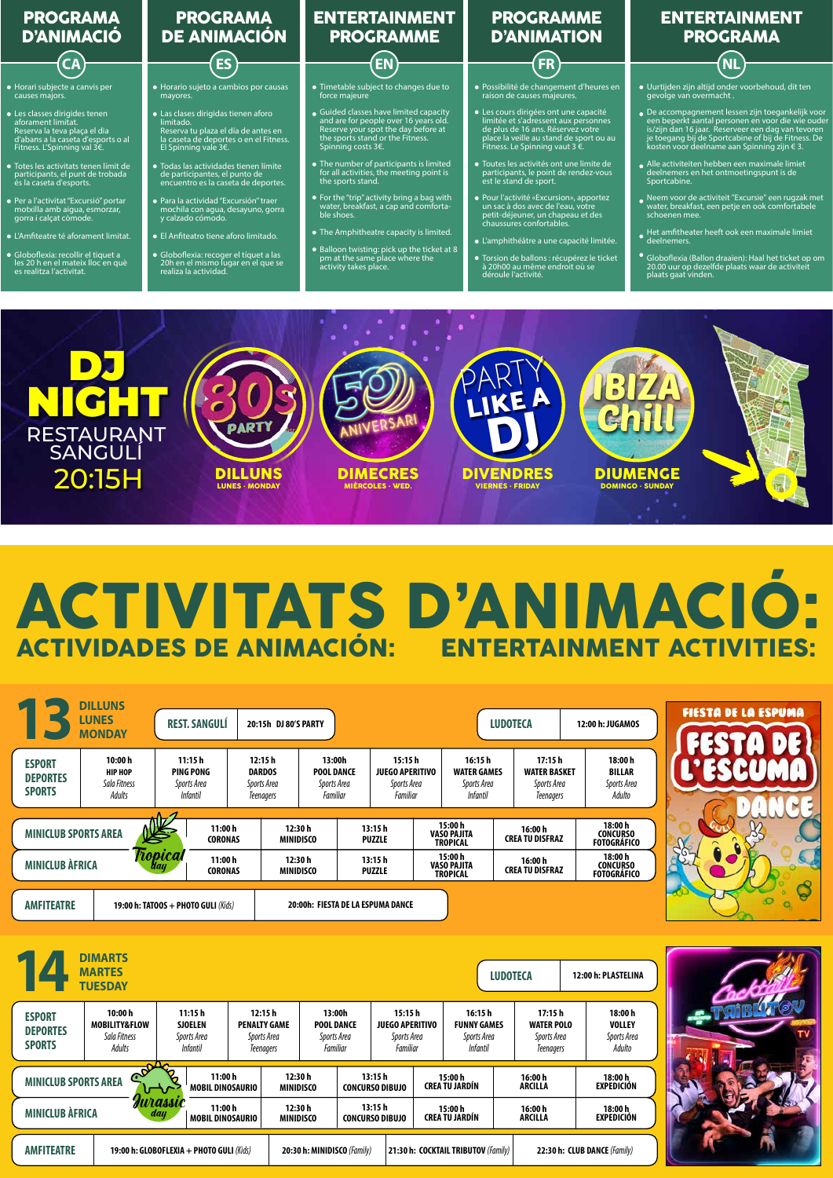## PROGRAMA D'ANIMACIÓ (CA)

- Horari subjecte a canvis per causes majors.
- Les classes dirigides tenen aforament limitat. Reserva la teva plaça el dia d'abans a la caseta d'esports o al Fitness. L'Spinning val 3€.
- Totes les activitats tenen límit de participants, el punt de trobada és la caseta d'esports.
- Per a l'activitat "Excursió" portar motxilla amb aigua, esmorzar, gorra i calçat còmode.
- L'Amfiteatre té aforament limitat.
- Globoflexia: recollir el tiquet a les 20 h en el mateix lloc en què es realitza l'activitat.

## PROGRAMA DE ANIMACIÓN (ES)

- Horario sujeto a cambios por causas mayores.
- Las clases dirigidas tienen aforo limitado. Reserva tu plaza el día de antes en la caseta de deportes o en el Fitness. El Spinning vale 3€.
- Todas las actividades tienen límite de participantes, el punto de encuentro es la caseta de deportes.
- Para la actividad "Excursión" traer mochila con agua, desayuno, gorra y calzado cómodo.
- El Anfiteatro tiene aforo limitado.
- Globoflexia: recoger el tiquet a las 20h en el mismo lugar en el que se realiza la actividad.

## ENTERTAINMENT PROGRAMME (EN)

- Timetable subject to changes due to force majeure
- Guided classes have limited capacity and are for people over 16 years old. Reserve your spot the day before at the sports stand or the Fitness. Spinning costs 3€.
- The number of participants is limited for all activities, the meeting point is the sports stand.
- For the "trip" activity bring a bag with water, breakfast, a cap and comfortable shoes.
- The Amphitheatre capacity is limited.
- Balloon twisting: pick up the ticket at 8 pm at the same place where the activity takes place.

## PROGRAMME D'ANIMATION (FR)

- Possibilité de changement d'heures en raison de causes majeures.
- Les cours dirigées ont une capacité limitée et s'adressent aux personnes de plus de 16 ans. Réservez votre place la veille au stand de sport ou au Fitness. Le Spinning vaut 3 €.
- Toutes les activités ont une limite de participants, le point de rendez-vous est le stand de sport.
- Pour l'activité «Excursion», apportez un sac à dos avec de l'eau, votre petit-déjeuner, un chapeau et des chaussures confortables.
- L'amphithéâtre a une capacité limitée.
- Torsion de ballons : récupérez le ticket à 20h00 au même endroit où se déroule l'activité.

## ENTERTAINMENT PROGRAMA (NL)

- Uurtijden zijn altijd onder voorbehoud, dit ten gevolge van overmacht .
- De accompagnement lessen zijn toegankelijk voor een beperkt aantal personen en voor die wie ouder is/zijn dan 16 jaar. Reserveer een dag van tevoren je toegang bij de Sportcabine of bij de Fitness. De kosten voor deelname aan Spinning zijn € 3.
- Alle activiteiten hebben een maximale limiet deelnemers en het ontmoetingspunt is de Sportcabine.
- Neem voor de activiteit "Excursie" een rugzak met water, breakfast, een petje en ook comfortabele schoenen mee.
- Het amfitheater heeft ook een maximale limiet deelnemers.
- Globoflexia (Ballon draaien): Haal het ticket op om 20.00 uur op dezelfde plaats waar de activiteit plaats gaat vinden.

## DJ NIGHT RESTAURANT SANGULÍ 20:15H

- 80s Party — DILLUNS (LUNES · MONDAY)
- 50 Aniversari — DIMECRES (MIÉRCOLES · WED.)
- Party like a DJ — DIVENDRES (VIERNES · FRIDAY)
- Ibiza Chill — DIUMENGE (DOMINGO · SUNDAY)

# ACTIVITATS D'ANIMACIÓ:

## ACTIVIDADES DE ANIMACIÓN: ENTERTAINMENT ACTIVITIES:

### 13 DILLUNS / LUNES / MONDAY

REST. SANGULÍ — 20:15h DJ 80'S PARTY

LUDOTECA — 12:00 h: JUGAMOS

| ESPORT / DEPORTES / SPORTS | 10:00 h HIP HOP *Sala Fitness* *Adults* | 11:15 h PING PONG *Sports Area* *Infantil* | 12:15 h DARDOS *Sports Area* *Teenagers* | 13:00h POOL DANCE *Sports Area* *Familiar* | 15:15 h JUEGO APERITIVO *Sports Area* *Familiar* | 16:15 h WATER GAMES *Sports Area* *Infantil* | 17:15 h WATER BASKET *Sports Area* *Teenagers* | 18:00 h BILLAR *Sports Área* *Adulto* |
|---|---|---|---|---|---|---|---|---|

Tropical Day

| | 11:00 h | 12:30 h | 13:15 h | 15:00 h | 16:00 h | 18:00 h |
|---|---|---|---|---|---|---|
| MINICLUB SPORTS AREA | CORONAS | MINIDISCO | PUZZLE | VASO PAJITA TROPICAL | CREA TU DISFRAZ | CONCURSO FOTOGRÁFICO |
| MINICLUB ÀFRICA | CORONAS | MINIDISCO | PUZZLE | VASO PAJITA TROPICAL | CREA TU DISFRAZ | CONCURSO FOTOGRÁFICO |

AMFITEATRE — 19:00 h: TATOOS + PHOTO GULI *(Kids)* — 20:00h: FIESTA DE LA ESPUMA DANCE

FIESTA DE LA ESPUMA — FESTA DE L'ESCUMA DANCE

### 14 DIMARTS / MARTES / TUESDAY

LUDOTECA — 12:00 h: PLASTELINA

| ESPORT / DEPORTES / SPORTS | 10:00 h MOBILITY&FLOW *Sala Fitness* *Adults* | 11:15 h SJOELEN *Sports Área* *Infantil* | 12:15 h PENALTY GAME *Sports Area* *Teenagers* | 13:00h POOL DANCE *Sports Area* *Familiar* | 15:15 h JUEGO APERITIVO *Sports Area* *Familiar* | 16:15 h FUNNY GAMES *Sports Area* *Infantil* | 17:15 h WATER POLO *Sports Area* *Teenagers* | 18:00 h VOLLEY *Sports Area* *Adulto* |
|---|---|---|---|---|---|---|---|---|

Jurassic day

| | 11:00 h | 12:30 h | 13:15 h | 15:00 h | 16:00 h | 18:00 h |
|---|---|---|---|---|---|---|
| MINICLUB SPORTS AREA | MOBIL DINOSAURIO | MINIDISCO | CONCURSO DIBUJO | CREA TU JARDÍN | ARCILLA | EXPEDICIÓN |
| MINICLUB ÀFRICA | MOBIL DINOSAURIO | MINIDISCO | CONCURSO DIBUJO | CREA TU JARDÍN | ARCILLA | EXPEDICIÓN |

AMFITEATRE — 19:00 h: GLOBOFLEXIA + PHOTO GULI *(Kids)* — 20:30 h: MINIDISCO *(Family)* — 21:30 h: COCKTAIL TRIBUTOV *(Family)* — 22:30 h: CLUB DANCE *(Family)*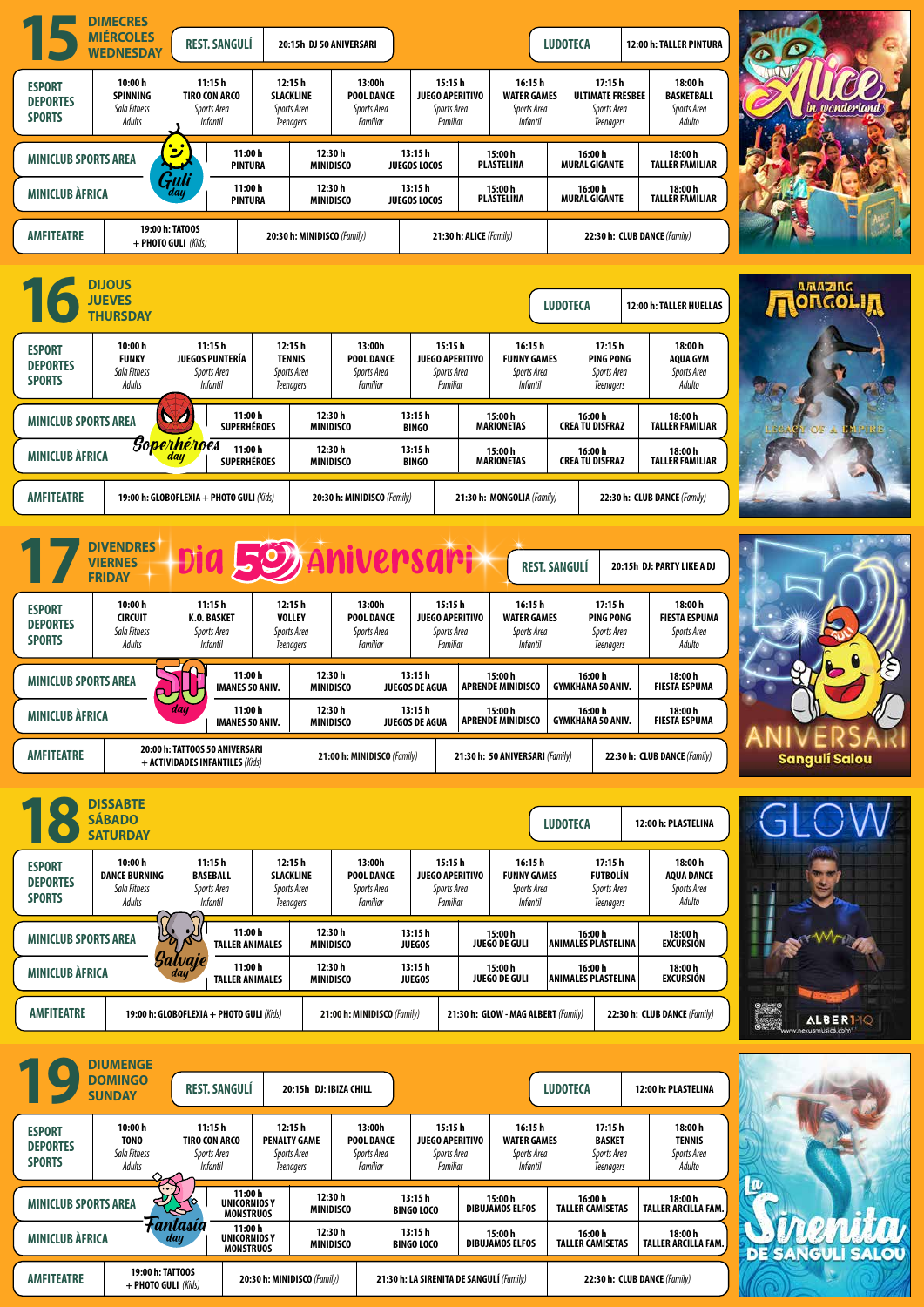## 15 DIMECRES / MIÉRCOLES / WEDNESDAY

**REST. SANGULÍ** — 20:15h DJ 50 ANIVERSARI

**LUDOTECA** — 12:00 h: TALLER PINTURA

| ESPORT / DEPORTES / SPORTS | 10:00 h | 11:15 h | 12:15 h | 13:00h | 15:15 h | 16:15 h | 17:15 h | 18:00 h |
|---|---|---|---|---|---|---|---|---|
| | SPINNING (Sala Fitness, Adults) | TIRO CON ARCO (Sports Area, Infantil) | SLACKLINE (Sports Area, Teenagers) | POOL DANCE (Sports Area, Familiar) | JUEGO APERITIVO (Sports Area, Familiar) | WATER GAMES (Sports Area, Infantil) | ULTIMATE FRESBEE (Sports Area, Teenagers) | BASKETBALL (Sports Area, Adulto) |

Guli day

| | 11:00 h | 12:30 h | 13:15 h | 15:00 h | 16:00 h | 18:00 h |
|---|---|---|---|---|---|---|
| MINICLUB SPORTS AREA | PINTURA | MINIDISCO | JUEGOS LOCOS | PLASTELINA | MURAL GIGANTE | TALLER FAMILIAR |
| MINICLUB ÀFRICA | PINTURA | MINIDISCO | JUEGOS LOCOS | PLASTELINA | MURAL GIGANTE | TALLER FAMILIAR |

**AMFITEATRE** — 19:00 h: TATOOS + PHOTO GULI *(Kids)* · 20:30 h: MINIDISCO *(Family)* · 21:30 h: ALICE *(Family)* · 22:30 h: CLUB DANCE *(Family)*

## 16 DIJOUS / JUEVES / THURSDAY

**LUDOTECA** — 12:00 h: TALLER HUELLAS

| ESPORT / DEPORTES / SPORTS | 10:00 h | 11:15 h | 12:15 h | 13:00h | 15:15 h | 16:15 h | 17:15 h | 18:00 h |
|---|---|---|---|---|---|---|---|---|
| | FUNKY (Sala Fitness, Adults) | JUEGOS PUNTERÍA (Sports Area, Infantil) | TENNIS (Sports Area, Teenagers) | POOL DANCE (Sports Area, Familiar) | JUEGO APERITIVO (Sports Area, Familiar) | FUNNY GAMES (Sports Area, Infantil) | PING PONG (Sports Area, Teenagers) | AQUA GYM (Sports Area, Adulto) |

Soperhéroes day

| | 11:00 h | 12:30 h | 13:15 h | 15:00 h | 16:00 h | 18:00 h |
|---|---|---|---|---|---|---|
| MINICLUB SPORTS AREA | SUPERHÉROES | MINIDISCO | BINGO | MARIONETAS | CREA TU DISFRAZ | TALLER FAMILIAR |
| MINICLUB ÀFRICA | SUPERHÉROES | MINIDISCO | BINGO | MARIONETAS | CREA TU DISFRAZ | TALLER FAMILIAR |

**AMFITEATRE** — 19:00 h: GLOBOFLEXIA + PHOTO GULI *(Kids)* · 20:30 h: MINIDISCO *(Family)* · 21:30 h: MONGOLIA *(Family)* · 22:30 h: CLUB DANCE *(Family)*

## 17 DIVENDRES / VIERNES / FRIDAY — Dia 50 Aniversari

**REST. SANGULÍ** — 20:15h DJ: PARTY LIKE A DJ

| ESPORT / DEPORTES / SPORTS | 10:00 h | 11:15 h | 12:15 h | 13:00h | 15:15 h | 16:15 h | 17:15 h | 18:00 h |
|---|---|---|---|---|---|---|---|---|
| | CIRCUIT (Sala Fitness, Adults) | K.O. BASKET (Sports Area, Infantil) | VOLLEY (Sports Area, Teenagers) | POOL DANCE (Sports Area, Familiar) | JUEGO APERITIVO (Sports Area, Familiar) | WATER GAMES (Sports Area, Infantil) | PING PONG (Sports Area, Teenagers) | FIESTA ESPUMA (Sports Area, Adulto) |

50 day

| | 11:00 h | 12:30 h | 13:15 h | 15:00 h | 16:00 h | 18:00 h |
|---|---|---|---|---|---|---|
| MINICLUB SPORTS AREA | IMANES 50 ANIV. | MINIDISCO | JUEGOS DE AGUA | APRENDE MINIDISCO | GYMKHANA 50 ANIV. | FIESTA ESPUMA |
| MINICLUB ÀFRICA | IMANES 50 ANIV. | MINIDISCO | JUEGOS DE AGUA | APRENDE MINIDISCO | GYMKHANA 50 ANIV. | FIESTA ESPUMA |

**AMFITEATRE** — 20:00 h: TATTOOS 50 ANIVERSARI + ACTIVIDADES INFANTILES *(Kids)* · 21:00 h: MINIDISCO *(Family)* · 21:30 h: 50 ANIVERSARI *(Family)* · 22:30 h: CLUB DANCE *(Family)*

## 18 DISSABTE / SÁBADO / SATURDAY

**LUDOTECA** — 12:00 h: PLASTELINA

| ESPORT / DEPORTES / SPORTS | 10:00 h | 11:15 h | 12:15 h | 13:00h | 15:15 h | 16:15 h | 17:15 h | 18:00 h |
|---|---|---|---|---|---|---|---|---|
| | DANCE BURNING (Sala Fitness, Adults) | BASEBALL (Sports Area, Infantil) | SLACKLINE (Sports Area, Teenagers) | POOL DANCE (Sports Area, Familiar) | JUEGO APERITIVO (Sports Area, Familiar) | FUNNY GAMES (Sports Area, Infantil) | FUTBOLÍN (Sports Area, Teenagers) | AQUA DANCE (Sports Area, Adulto) |

Salvaje day

| | 11:00 h | 12:30 h | 13:15 h | 15:00 h | 16:00 h | 18:00 h |
|---|---|---|---|---|---|---|
| MINICLUB SPORTS AREA | TALLER ANIMALES | MINIDISCO | JUEGOS | JUEGO DE GULI | ANIMALES PLASTELINA | EXCURSIÓN |
| MINICLUB ÀFRICA | TALLER ANIMALES | MINIDISCO | JUEGOS | JUEGO DE GULI | ANIMALES PLASTELINA | EXCURSIÓN |

**AMFITEATRE** — 19:00 h: GLOBOFLEXIA + PHOTO GULI *(Kids)* · 21:00 h: MINIDISCO *(Family)* · 21:30 h: GLOW - MAG ALBERT *(Family)* · 22:30 h: CLUB DANCE *(Family)*

## 19 DIUMENGE / DOMINGO / SUNDAY

**REST. SANGULÍ** — 20:15h DJ: IBIZA CHILL

**LUDOTECA** — 12:00 h: PLASTELINA

| ESPORT / DEPORTES / SPORTS | 10:00 h | 11:15 h | 12:15 h | 13:00h | 15:15 h | 16:15 h | 17:15 h | 18:00 h |
|---|---|---|---|---|---|---|---|---|
| | TONO (Sala Fitness, Adults) | TIRO CON ARCO (Sports Area, Infantil) | PENALTY GAME (Sports Area, Teenagers) | POOL DANCE (Sports Area, Familiar) | JUEGO APERITIVO (Sports Area, Familiar) | WATER GAMES (Sports Area, Infantil) | BASKET (Sports Area, Teenagers) | TENNIS (Sports Area, Adulto) |

Fantasía day

| | 11:00 h | 12:30 h | 13:15 h | 15:00 h | 16:00 h | 18:00 h |
|---|---|---|---|---|---|---|
| MINICLUB SPORTS AREA | UNICORNIOS Y MONSTRUOS | MINIDISCO | BINGO LOCO | DIBUJAMOS ELFOS | TALLER CAMISETAS | TALLER ARCILLA FAM. |
| MINICLUB ÀFRICA | UNICORNIOS Y MONSTRUOS | MINIDISCO | BINGO LOCO | DIBUJAMOS ELFOS | TALLER CAMISETAS | TALLER ARCILLA FAM. |

**AMFITEATRE** — 19:00 h: TATTOOS + PHOTO GULI *(Kids)* · 20:30 h: MINIDISCO *(Family)* · 21:30 h: LA SIRENITA DE SANGULÍ *(Family)* · 22:30 h: CLUB DANCE *(Family)*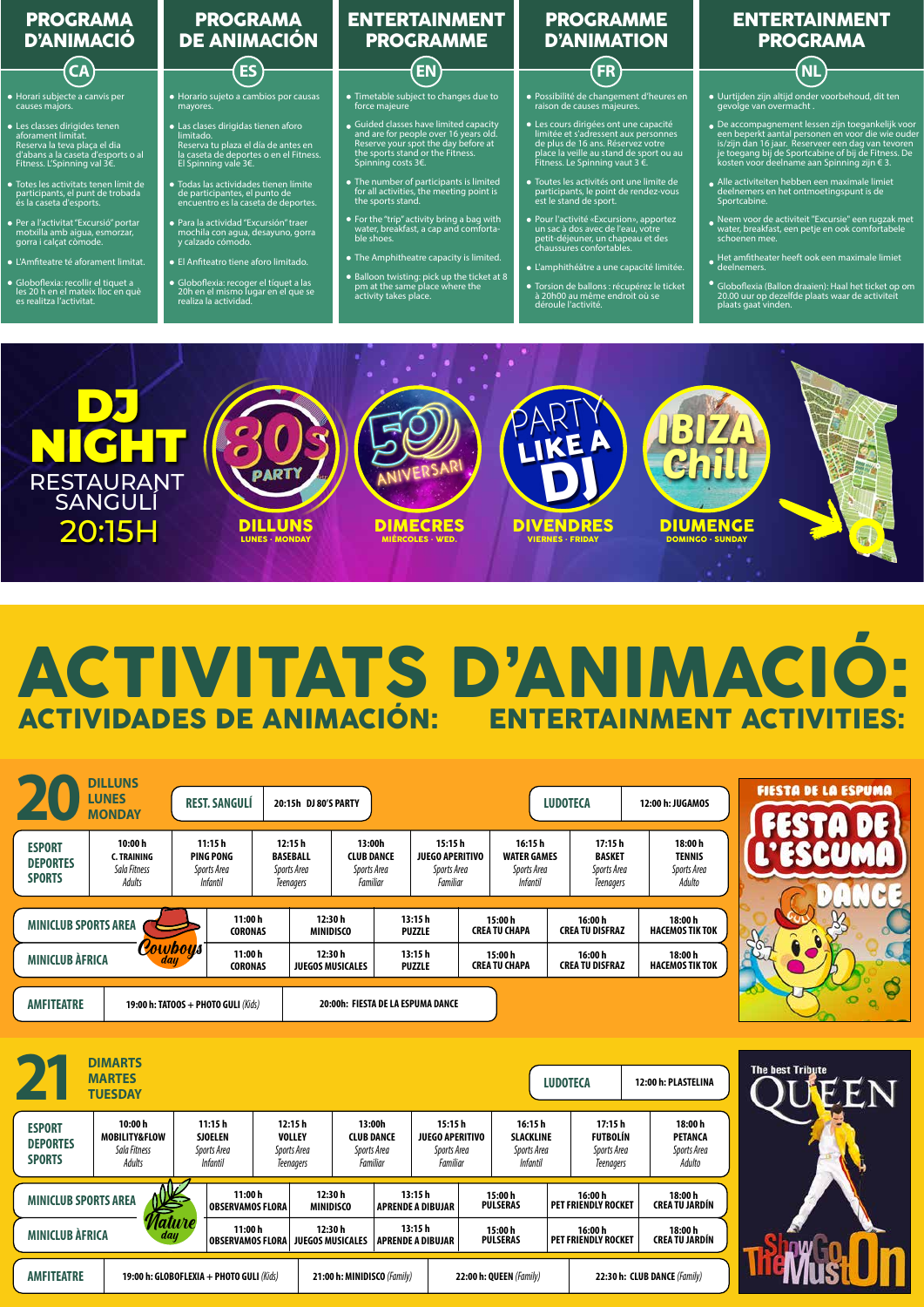## PROGRAMA D'ANIMACIÓ (CA)

- Horari subjecte a canvis per causes majors.
- Les classes dirigides tenen aforament limitat. Reserva la teva plaça el dia d'abans a la caseta d'esports o al Fitness. L'Spinning val 3€.
- Totes les activitats tenen límit de participants, el punt de trobada és la caseta d'esports.
- Per a l'activitat "Excursió" portar motxilla amb aigua, esmorzar, gorra i calçat còmode.
- L'Amfiteatre té aforament limitat.
- Globoflexia: recollir el tiquet a les 20 h en el mateix lloc en què es realitza l'activitat.

## PROGRAMA DE ANIMACIÓN (ES)

- Horario sujeto a cambios por causas mayores.
- Las clases dirigidas tienen aforo limitado. Reserva tu plaza el día de antes en la caseta de deportes o en el Fitness. El Spinning vale 3€.
- Todas las actividades tienen límite de participantes, el punto de encuentro es la caseta de deportes.
- Para la actividad "Excursión" traer mochila con agua, desayuno, gorra y calzado cómodo.
- El Anfiteatro tiene aforo limitado.
- Globoflexia: recoger el tiquet a las 20h en el mismo lugar en el que se realiza la actividad.

## ENTERTAINMENT PROGRAMME (EN)

- Timetable subject to changes due to force majeure
- Guided classes have limited capacity and are for people over 16 years old. Reserve your spot the day before at the sports stand or the Fitness. Spinning costs 3€.
- The number of participants is limited for all activities, the meeting point is the sports stand.
- For the "trip" activity bring a bag with water, breakfast, a cap and comfortable shoes.
- The Amphitheatre capacity is limited.
- Balloon twisting: pick up the ticket at 8 pm at the same place where the activity takes place.

## PROGRAMME D'ANIMATION (FR)

- Possibilité de changement d'heures en raison de causes majeures.
- Les cours dirigées ont une capacité limitée et s'adressent aux personnes de plus de 16 ans. Réservez votre place la veille au stand de sport ou au Fitness. Le Spinning vaut 3 €.
- Toutes les activités ont une limite de participants, le point de rendez-vous est le stand de sport.
- Pour l'activité «Excursion», apportez un sac à dos avec de l'eau, votre petit-déjeuner, un chapeau et des chaussures confortables.
- L'amphithéâtre a une capacité limitée.
- Torsion de ballons : récupérez le ticket à 20h00 au même endroit où se déroule l'activité.

## ENTERTAINMENT PROGRAMA (NL)

- Uurtijden zijn altijd onder voorbehoud, dit ten gevolge van overmacht .
- De accompagnement lessen zijn toegankelijk voor een beperkt aantal personen en voor die wie ouder is/zijn dan 16 jaar. Reserveer een dag van tevoren je toegang bij de Sportcabine of bij de Fitness. De kosten voor deelname aan Spinning zijn € 3.
- Alle activiteiten hebben een maximale limiet deelnemers en het ontmoetingspunt is de Sportcabine.
- Neem voor de activiteit "Excursie" een rugzak met water, breakfast, een petje en ook comfortabele schoenen mee.
- Het amfitheater heeft ook een maximale limiet deelnemers.
- Globoflexia (Ballon draaien): Haal het ticket op om 20.00 uur op dezelfde plaats waar de activiteit plaats gaat vinden.

---

**DJ NIGHT**
RESTAURANT SANGULÍ
20:15H

- 80s PARTY — DILLUNS / LUNES · MONDAY
- 50 ANIVERSARI — DIMECRES / MIÉRCOLES · WED.
- PARTY LIKE A DJ — DIVENDRES / VIERNES · FRIDAY
- IBIZA Chill — DIUMENGE / DOMINGO · SUNDAY

---

# ACTIVITATS D'ANIMACIÓ:
## ACTIVIDADES DE ANIMACIÓN: ENTERTAINMENT ACTIVITIES:

### 20 DILLUNS / LUNES / MONDAY

REST. SANGULÍ — 20:15h DJ 80'S PARTY

LUDOTECA — 12:00 h: JUGAMOS

| | | | | | | | | |
|---|---|---|---|---|---|---|---|---|
| ESPORT / DEPORTES / SPORTS | 10:00 h C. TRAINING *Sala Fitness* *Adults* | 11:15 h PING PONG *Sports Area* *Infantil* | 12:15 h BASEBALL *Sports Area* *Teenagers* | 13:00h CLUB DANCE *Sports Area* *Familiar* | 15:15 h JUEGO APERITIVO *Sports Area* *Familiar* | 16:15 h WATER GAMES *Sports Area* *Infantil* | 17:15 h BASKET *Sports Area* *Teenagers* | 18:00 h TENNIS *Sports Area* *Adulto* |

Cowboys day

| | | | | | | |
|---|---|---|---|---|---|---|
| MINICLUB SPORTS AREA | 11:00 h CORONAS | 12:30 h MINIDISCO | 13:15 h PUZZLE | 15:00 h CREA TU CHAPA | 16:00 h CREA TU DISFRAZ | 18:00 h HACEMOS TIK TOK |
| MINICLUB ÀFRICA | 11:00 h CORONAS | 12:30 h JUEGOS MUSICALES | 13:15 h PUZZLE | 15:00 h CREA TU CHAPA | 16:00 h CREA TU DISFRAZ | 18:00 h HACEMOS TIK TOK |

AMFITEATRE — 19:00 h: TATOOS + PHOTO GULI *(Kids)* — 20:00h: FIESTA DE LA ESPUMA DANCE

FIESTA DE LA ESPUMA — FESTA DE L'ESCUMA DANCE

### 21 DIMARTS / MARTES / TUESDAY

LUDOTECA — 12:00 h: PLASTELINA

| | | | | | | | | |
|---|---|---|---|---|---|---|---|---|
| ESPORT / DEPORTES / SPORTS | 10:00 h MOBILITY&FLOW *Sala Fitness* *Adults* | 11:15 h SJOELEN *Sports Área* *Infantil* | 12:15 h VOLLEY *Sports Área* *Teenagers* | 13:00h CLUB DANCE *Sports Área* *Familiar* | 15:15 h JUEGO APERITIVO *Sports Área* *Familiar* | 16:15 h SLACKLINE *Sports Área* *Infantil* | 17:15 h FUTBOLÍN *Sports Área* *Teenagers* | 18:00 h PETANCA *Sports Área* *Adulto* |

Nature day

| | | | | | | |
|---|---|---|---|---|---|---|
| MINICLUB SPORTS AREA | 11:00 h OBSERVAMOS FLORA | 12:30 h MINIDISCO | 13:15 h APRENDE A DIBUJAR | 15:00 h PULSERAS | 16:00 h PET FRIENDLY ROCKET | 18:00 h CREA TU JARDÍN |
| MINICLUB ÀFRICA | 11:00 h OBSERVAMOS FLORA | 12:30 h JUEGOS MUSICALES | 13:15 h APRENDE A DIBUJAR | 15:00 h PULSERAS | 16:00 h PET FRIENDLY ROCKET | 18:00 h CREA TU JARDÍN |

AMFITEATRE — 19:00 h: GLOBOFLEXIA + PHOTO GULI *(Kids)* — 21:00 h: MINIDISCO *(Family)* — 22:00 h: QUEEN *(Family)* — 22:30 h: CLUB DANCE *(Family)*

The best Tribute QUEEN — The Show Must Go On